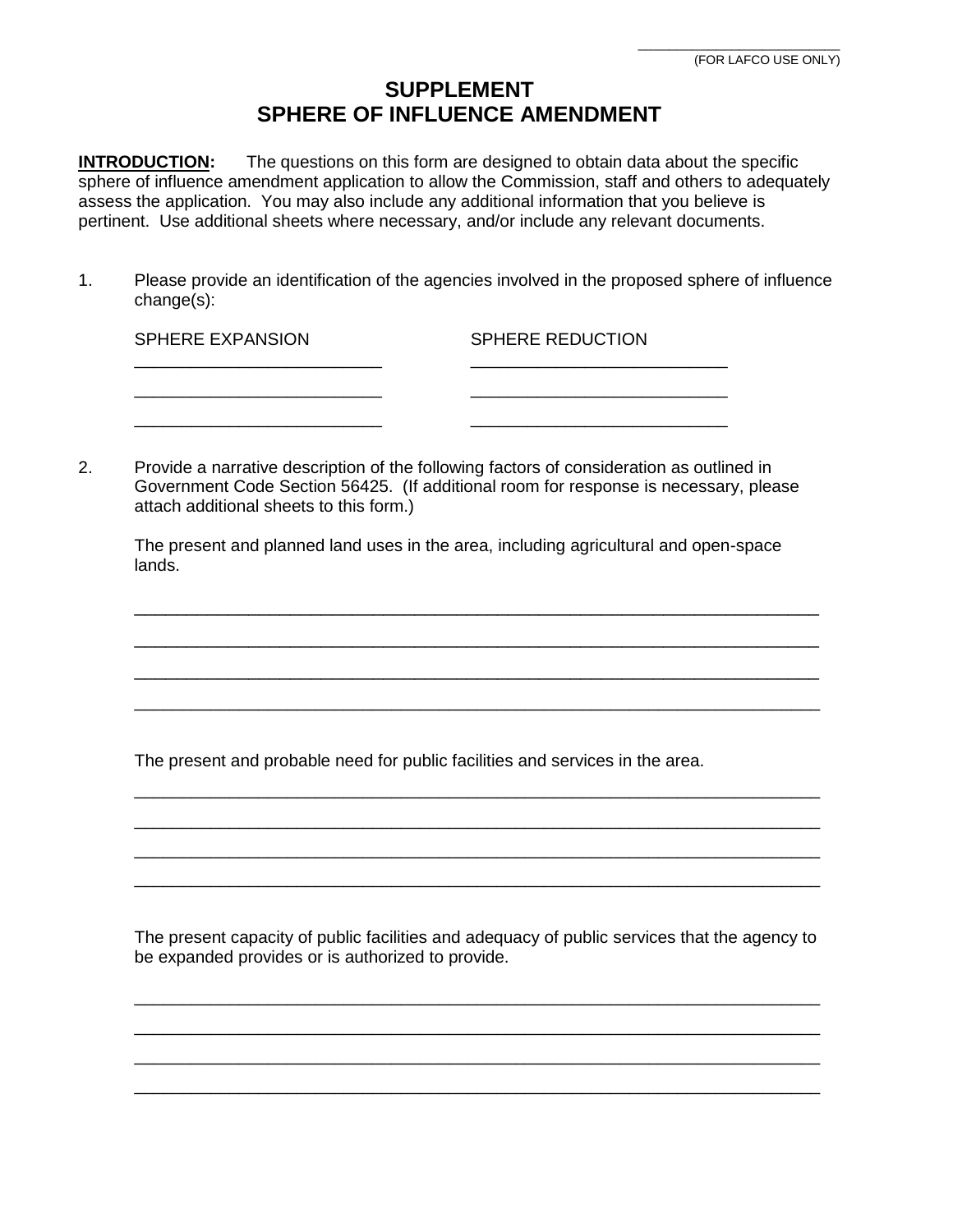\_\_\_\_\_\_\_\_\_\_\_\_\_\_\_\_\_\_\_\_\_\_\_\_
(FOR LAFCO USE ONLY)

# SUPPLEMENT
# SPHERE OF INFLUENCE AMENDMENT

**INTRODUCTION:** The questions on this form are designed to obtain data about the specific sphere of influence amendment application to allow the Commission, staff and others to adequately assess the application. You may also include any additional information that you believe is pertinent. Use additional sheets where necessary, and/or include any relevant documents.

1. Please provide an identification of the agencies involved in the proposed sphere of influence change(s):

| SPHERE EXPANSION | SPHERE REDUCTION |
|---|---|
| \_\_\_\_\_\_\_\_\_\_\_\_\_\_\_\_\_\_\_\_\_\_\_\_\_\_ | \_\_\_\_\_\_\_\_\_\_\_\_\_\_\_\_\_\_\_\_\_\_\_\_\_\_ |
| \_\_\_\_\_\_\_\_\_\_\_\_\_\_\_\_\_\_\_\_\_\_\_\_\_\_ | \_\_\_\_\_\_\_\_\_\_\_\_\_\_\_\_\_\_\_\_\_\_\_\_\_\_ |
| \_\_\_\_\_\_\_\_\_\_\_\_\_\_\_\_\_\_\_\_\_\_\_\_\_\_ | \_\_\_\_\_\_\_\_\_\_\_\_\_\_\_\_\_\_\_\_\_\_\_\_\_\_ |

2. Provide a narrative description of the following factors of consideration as outlined in Government Code Section 56425. (If additional room for response is necessary, please attach additional sheets to this form.)

   The present and planned land uses in the area, including agricultural and open-space lands.

   \_\_\_\_\_\_\_\_\_\_\_\_\_\_\_\_\_\_\_\_\_\_\_\_\_\_\_\_\_\_\_\_\_\_\_\_\_\_\_\_\_\_\_\_\_\_\_\_\_\_\_\_\_\_\_\_\_\_\_\_\_\_\_\_\_\_\_\_\_\_

   \_\_\_\_\_\_\_\_\_\_\_\_\_\_\_\_\_\_\_\_\_\_\_\_\_\_\_\_\_\_\_\_\_\_\_\_\_\_\_\_\_\_\_\_\_\_\_\_\_\_\_\_\_\_\_\_\_\_\_\_\_\_\_\_\_\_\_\_\_\_

   \_\_\_\_\_\_\_\_\_\_\_\_\_\_\_\_\_\_\_\_\_\_\_\_\_\_\_\_\_\_\_\_\_\_\_\_\_\_\_\_\_\_\_\_\_\_\_\_\_\_\_\_\_\_\_\_\_\_\_\_\_\_\_\_\_\_\_\_\_\_

   \_\_\_\_\_\_\_\_\_\_\_\_\_\_\_\_\_\_\_\_\_\_\_\_\_\_\_\_\_\_\_\_\_\_\_\_\_\_\_\_\_\_\_\_\_\_\_\_\_\_\_\_\_\_\_\_\_\_\_\_\_\_\_\_\_\_\_\_\_\_

   The present and probable need for public facilities and services in the area.

   \_\_\_\_\_\_\_\_\_\_\_\_\_\_\_\_\_\_\_\_\_\_\_\_\_\_\_\_\_\_\_\_\_\_\_\_\_\_\_\_\_\_\_\_\_\_\_\_\_\_\_\_\_\_\_\_\_\_\_\_\_\_\_\_\_\_\_\_\_\_

   \_\_\_\_\_\_\_\_\_\_\_\_\_\_\_\_\_\_\_\_\_\_\_\_\_\_\_\_\_\_\_\_\_\_\_\_\_\_\_\_\_\_\_\_\_\_\_\_\_\_\_\_\_\_\_\_\_\_\_\_\_\_\_\_\_\_\_\_\_\_

   \_\_\_\_\_\_\_\_\_\_\_\_\_\_\_\_\_\_\_\_\_\_\_\_\_\_\_\_\_\_\_\_\_\_\_\_\_\_\_\_\_\_\_\_\_\_\_\_\_\_\_\_\_\_\_\_\_\_\_\_\_\_\_\_\_\_\_\_\_\_

   \_\_\_\_\_\_\_\_\_\_\_\_\_\_\_\_\_\_\_\_\_\_\_\_\_\_\_\_\_\_\_\_\_\_\_\_\_\_\_\_\_\_\_\_\_\_\_\_\_\_\_\_\_\_\_\_\_\_\_\_\_\_\_\_\_\_\_\_\_\_

   The present capacity of public facilities and adequacy of public services that the agency to be expanded provides or is authorized to provide.

   \_\_\_\_\_\_\_\_\_\_\_\_\_\_\_\_\_\_\_\_\_\_\_\_\_\_\_\_\_\_\_\_\_\_\_\_\_\_\_\_\_\_\_\_\_\_\_\_\_\_\_\_\_\_\_\_\_\_\_\_\_\_\_\_\_\_\_\_\_\_

   \_\_\_\_\_\_\_\_\_\_\_\_\_\_\_\_\_\_\_\_\_\_\_\_\_\_\_\_\_\_\_\_\_\_\_\_\_\_\_\_\_\_\_\_\_\_\_\_\_\_\_\_\_\_\_\_\_\_\_\_\_\_\_\_\_\_\_\_\_\_

   \_\_\_\_\_\_\_\_\_\_\_\_\_\_\_\_\_\_\_\_\_\_\_\_\_\_\_\_\_\_\_\_\_\_\_\_\_\_\_\_\_\_\_\_\_\_\_\_\_\_\_\_\_\_\_\_\_\_\_\_\_\_\_\_\_\_\_\_\_\_

   \_\_\_\_\_\_\_\_\_\_\_\_\_\_\_\_\_\_\_\_\_\_\_\_\_\_\_\_\_\_\_\_\_\_\_\_\_\_\_\_\_\_\_\_\_\_\_\_\_\_\_\_\_\_\_\_\_\_\_\_\_\_\_\_\_\_\_\_\_\_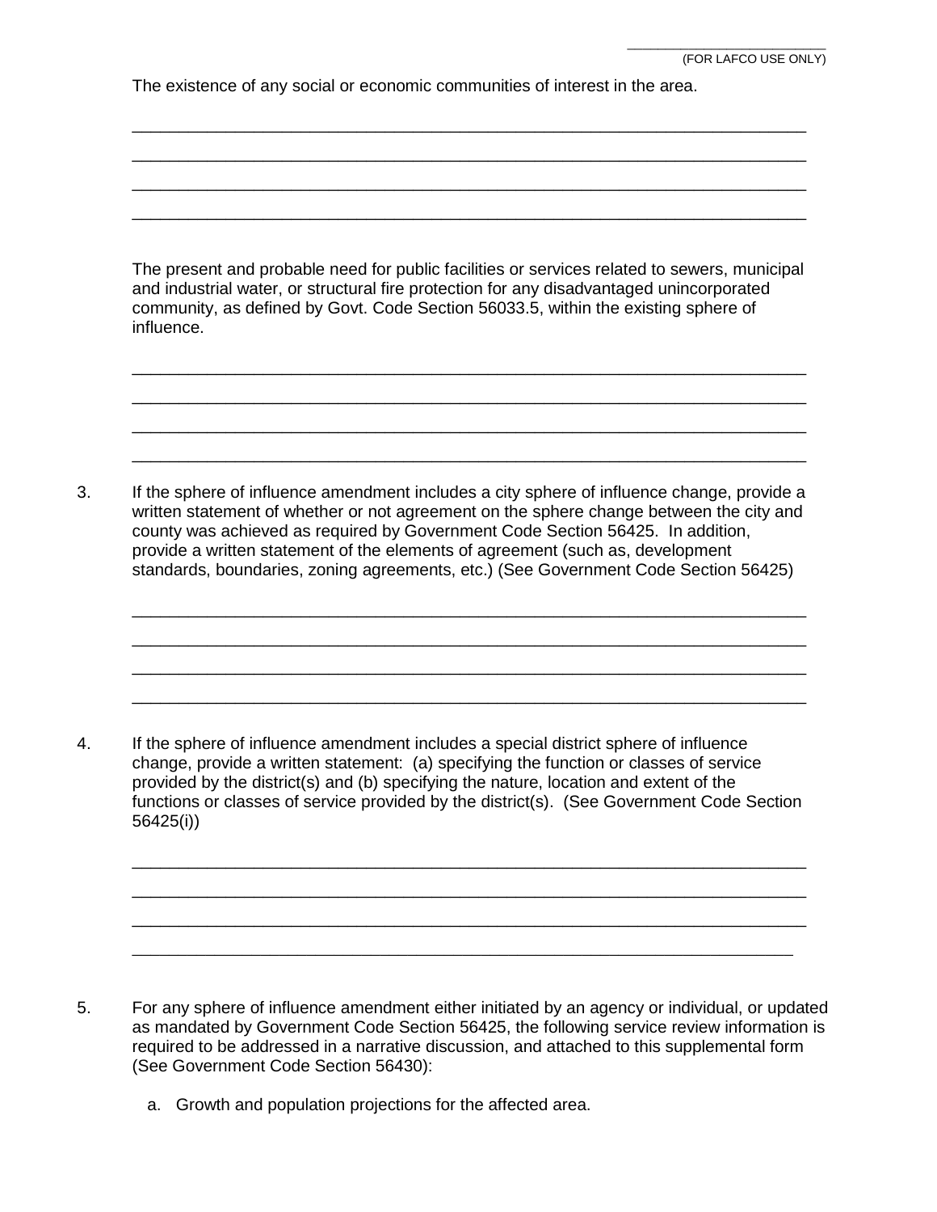_____________________
(FOR LAFCO USE ONLY)

The existence of any social or economic communities of interest in the area.

______________________________________________________________________

______________________________________________________________________

______________________________________________________________________

______________________________________________________________________

The present and probable need for public facilities or services related to sewers, municipal and industrial water, or structural fire protection for any disadvantaged unincorporated community, as defined by Govt. Code Section 56033.5, within the existing sphere of influence.

______________________________________________________________________

______________________________________________________________________

______________________________________________________________________

______________________________________________________________________

3. If the sphere of influence amendment includes a city sphere of influence change, provide a written statement of whether or not agreement on the sphere change between the city and county was achieved as required by Government Code Section 56425. In addition, provide a written statement of the elements of agreement (such as, development standards, boundaries, zoning agreements, etc.) (See Government Code Section 56425)

______________________________________________________________________

______________________________________________________________________

______________________________________________________________________

______________________________________________________________________

4. If the sphere of influence amendment includes a special district sphere of influence change, provide a written statement: (a) specifying the function or classes of service provided by the district(s) and (b) specifying the nature, location and extent of the functions or classes of service provided by the district(s). (See Government Code Section 56425(i))

______________________________________________________________________

______________________________________________________________________

______________________________________________________________________

______________________________________________________________________

5. For any sphere of influence amendment either initiated by an agency or individual, or updated as mandated by Government Code Section 56425, the following service review information is required to be addressed in a narrative discussion, and attached to this supplemental form (See Government Code Section 56430):

   a. Growth and population projections for the affected area.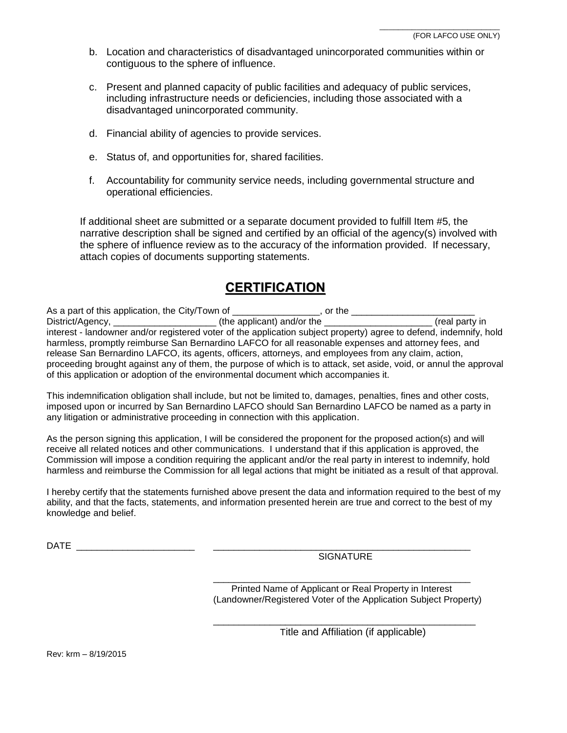\_\_\_\_\_\_\_\_\_\_\_\_\_\_\_\_\_\_\_\_\_\_\_
(FOR LAFCO USE ONLY)

b. Location and characteristics of disadvantaged unincorporated communities within or contiguous to the sphere of influence.

c. Present and planned capacity of public facilities and adequacy of public services, including infrastructure needs or deficiencies, including those associated with a disadvantaged unincorporated community.

d. Financial ability of agencies to provide services.

e. Status of, and opportunities for, shared facilities.

f. Accountability for community service needs, including governmental structure and operational efficiencies.

If additional sheet are submitted or a separate document provided to fulfill Item #5, the narrative description shall be signed and certified by an official of the agency(s) involved with the sphere of influence review as to the accuracy of the information provided. If necessary, attach copies of documents supporting statements.

# CERTIFICATION

As a part of this application, the City/Town of \_\_\_\_\_\_\_\_\_\_\_\_\_\_\_\_\_, or the \_\_\_\_\_\_\_\_\_\_\_\_\_\_\_\_\_\_\_\_\_\_\_\_ District/Agency, \_\_\_\_\_\_\_\_\_\_\_\_\_\_\_\_\_\_\_\_ (the applicant) and/or the \_\_\_\_\_\_\_\_\_\_\_\_\_\_\_\_\_\_\_\_\_ (real party in interest - landowner and/or registered voter of the application subject property) agree to defend, indemnify, hold harmless, promptly reimburse San Bernardino LAFCO for all reasonable expenses and attorney fees, and release San Bernardino LAFCO, its agents, officers, attorneys, and employees from any claim, action, proceeding brought against any of them, the purpose of which is to attack, set aside, void, or annul the approval of this application or adoption of the environmental document which accompanies it.

This indemnification obligation shall include, but not be limited to, damages, penalties, fines and other costs, imposed upon or incurred by San Bernardino LAFCO should San Bernardino LAFCO be named as a party in any litigation or administrative proceeding in connection with this application.

As the person signing this application, I will be considered the proponent for the proposed action(s) and will receive all related notices and other communications. I understand that if this application is approved, the Commission will impose a condition requiring the applicant and/or the real party in interest to indemnify, hold harmless and reimburse the Commission for all legal actions that might be initiated as a result of that approval.

I hereby certify that the statements furnished above present the data and information required to the best of my ability, and that the facts, statements, and information presented herein are true and correct to the best of my knowledge and belief.

DATE \_\_\_\_\_\_\_\_\_\_\_\_\_\_\_\_\_\_\_\_\_\_ \_\_\_\_\_\_\_\_\_\_\_\_\_\_\_\_\_\_\_\_\_\_\_\_\_\_\_\_\_\_\_\_\_\_\_\_\_\_\_\_\_\_\_\_\_\_\_\_
SIGNATURE

\_\_\_\_\_\_\_\_\_\_\_\_\_\_\_\_\_\_\_\_\_\_\_\_\_\_\_\_\_\_\_\_\_\_\_\_\_\_\_\_\_\_\_\_\_\_\_\_
Printed Name of Applicant or Real Property in Interest
(Landowner/Registered Voter of the Application Subject Property)

\_\_\_\_\_\_\_\_\_\_\_\_\_\_\_\_\_\_\_\_\_\_\_\_\_\_\_\_\_\_\_\_\_\_\_\_\_\_\_\_\_\_\_\_\_\_\_\_
Title and Affiliation (if applicable)

Rev: krm – 8/19/2015